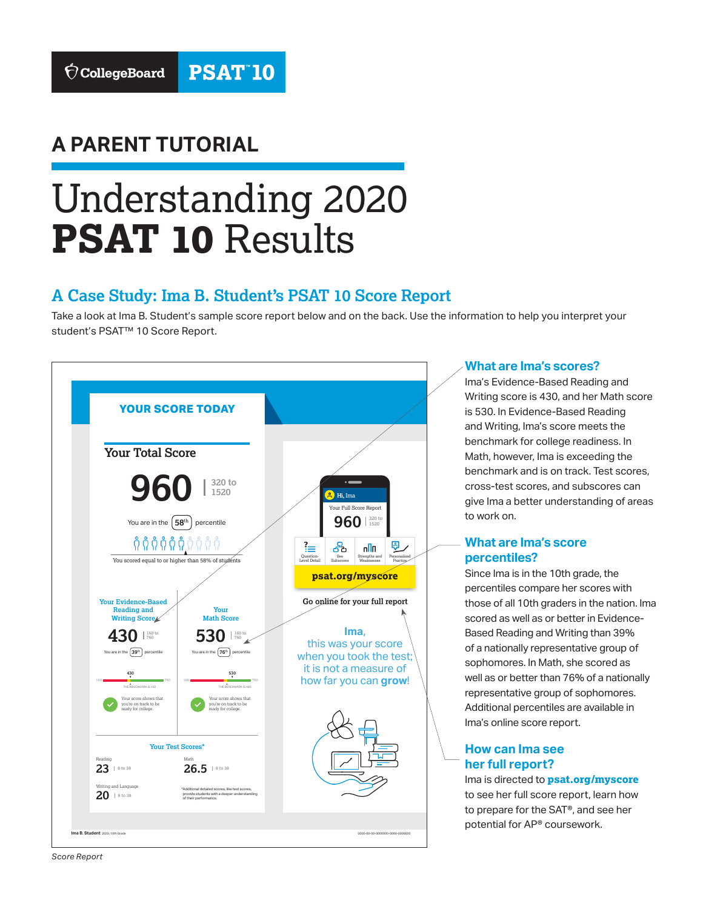CollegeBoard PSAT™ 10

# A PARENT TUTORIAL

# Understanding 2020 **PSAT 10** Results

## A Case Study: Ima B. Student's PSAT 10 Score Report

Take a look at Ima B. Student's sample score report below and on the back. Use the information to help you interpret your student's PSAT™ 10 Score Report.

**YOUR SCORE TODAY**

**Your Total Score**

960 | 320 to 1520

You are in the 58th percentile

You scored equal to or higher than 58% of students

**Your Evidence-Based Reading and Writing Score**

430 | 160 to 760

You are in the 39th percentile

THE BENCHMARK IS 430

Your score shows that you're on track to be ready for college.

**Your Math Score**

530 | 160 to 760

You are in the 76th percentile

THE BENCHMARK IS 480

Your score shows that you're on track to be ready for college.

**Your Test Scores***

Reading 23 | 8 to 38

Writing and Language 20 | 8 to 38

Math 26.5 | 8 to 38

*Additional detailed scores, like test scores, provide students with a deeper understanding of their performance.

Hi, Ima

Your Full Score Report

960 | 320 to 1520

Question-Level Detail · See Subscores · Strengths and Weaknesses · Personalized Practice

psat.org/myscore

Go online for your full report

Ima, this was your score when you took the test; it is not a measure of how far you can **grow**!

Ima B. Student 2020, 10th Grade

0000-00-00-0000000-0000-0000000

*Score Report*

### What are Ima's scores?

Ima's Evidence-Based Reading and Writing score is 430, and her Math score is 530. In Evidence-Based Reading and Writing, Ima's score meets the benchmark for college readiness. In Math, however, Ima is exceeding the benchmark and is on track. Test scores, cross-test scores, and subscores can give Ima a better understanding of areas to work on.

### What are Ima's score percentiles?

Since Ima is in the 10th grade, the percentiles compare her scores with those of all 10th graders in the nation. Ima scored as well as or better in Evidence-Based Reading and Writing than 39% of a nationally representative group of sophomores. In Math, she scored as well as or better than 76% of a nationally representative group of sophomores. Additional percentiles are available in Ima's online score report.

### How can Ima see her full report?

Ima is directed to **psat.org/myscore** to see her full score report, learn how to prepare for the SAT®, and see her potential for AP® coursework.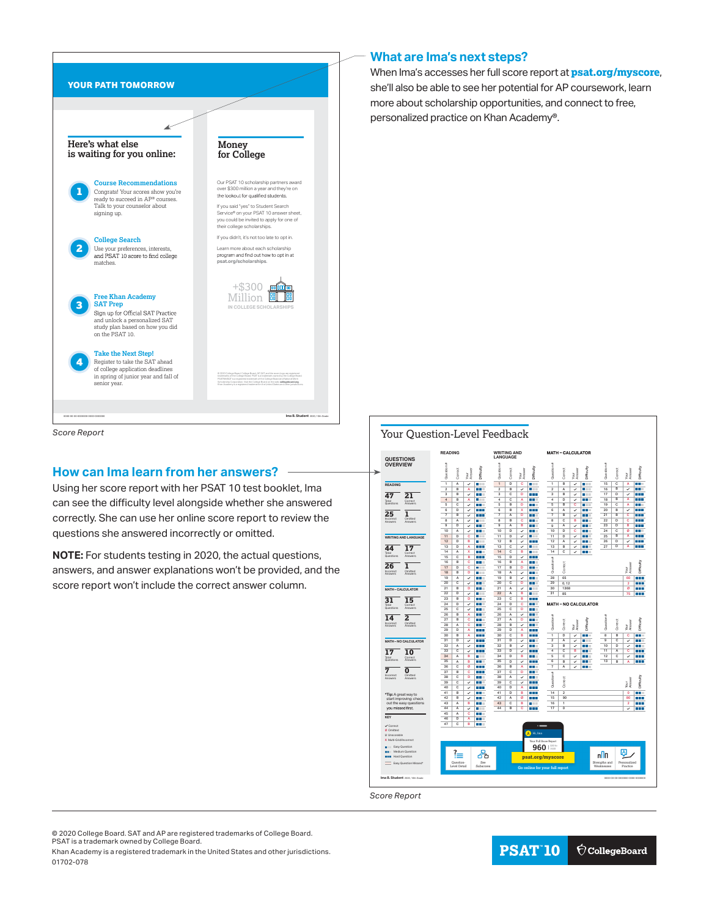## YOUR PATH TOMORROW

### Here's what else is waiting for you online:

1. **Course Recommendations**
   Congrats! Your scores show you're ready to succeed in AP® courses. Talk to your counselor about signing up.
2. **College Search**
   Use your preferences, interests, and PSAT 10 score to find college matches.
3. **Free Khan Academy SAT Prep**
   Sign up for Official SAT Practice and unlock a personalized SAT study plan based on how you did on the PSAT 10.
4. **Take the Next Step!**
   Register to take the SAT ahead of college application deadlines in spring of junior year and fall of senior year.

### Money for College

Our PSAT 10 scholarship partners award over $300 million a year and they're on the lookout for qualified students.

If you said "yes" to Student Search Service® on your PSAT 10 answer sheet, you could be invited to apply for one of their college scholarships.

If you didn't, it's not too late to opt in.

Learn more about each scholarship program and find out how to opt in at psat.org/scholarships.

+$300 Million IN COLLEGE SCHOLARSHIPS

*Score Report*

## What are Ima's next steps?

When Ima accesses her full score report at **psat.org/myscore**, she'll also be able to see her potential for AP coursework, learn more about scholarship opportunities, and connect to free, personalized practice on Khan Academy®.

## How can Ima learn from her answers?

Using her score report with her PSAT 10 test booklet, Ima can see the difficulty level alongside whether she answered correctly. She can use her online score report to review the questions she answered incorrectly or omitted.

**NOTE:** For students testing in 2020, the actual questions, answers, and answer explanations won't be provided, and the score report won't include the correct answer column.

### Your Question-Level Feedback

**QUESTIONS OVERVIEW**

| Section | Total Questions | Correct Answers | Incorrect Answers | Omitted Answers |
|---|---|---|---|---|
| READING | 47 | 21 | 25 | 1 |
| WRITING AND LANGUAGE | 44 | 17 | 26 | 1 |
| MATH – CALCULATOR | 31 | 15 | 14 | 2 |
| MATH – NO CALCULATOR | 17 | 10 | 7 | 0 |

*Tip: A great way to start improving: check out the easy questions you missed first.

Go online for your full report — psat.org/myscore

*Score Report*

© 2020 College Board. SAT and AP are registered trademarks of College Board.
PSAT is a trademark owned by College Board.
Khan Academy is a registered trademark in the United States and other jurisdictions.
01702-078

PSAT 10 | CollegeBoard